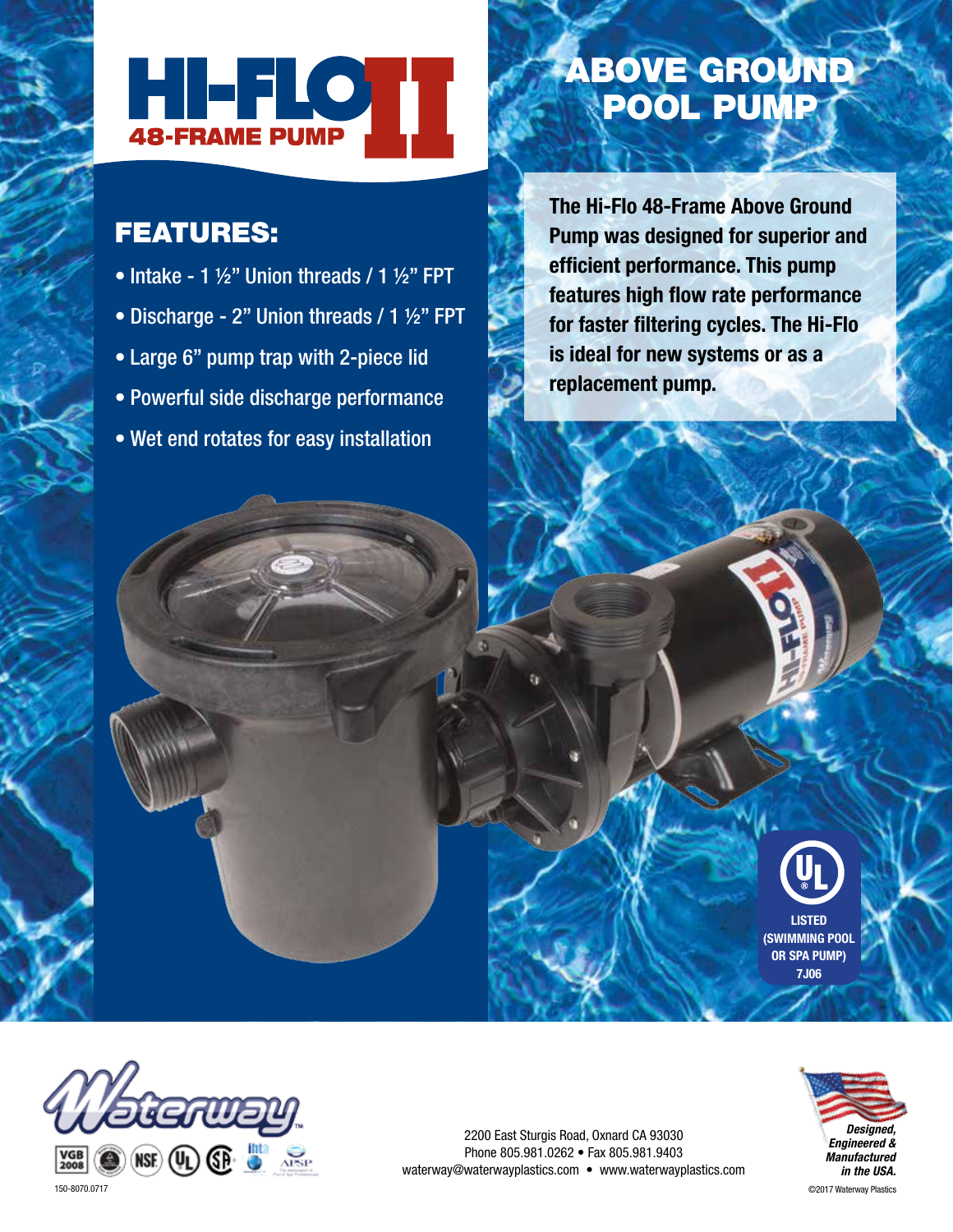# HI-FLO II
## 48-FRAME PUMP

# ABOVE GROUND POOL PUMP

## FEATURES:

- Intake - 1 ½" Union threads / 1 ½" FPT
- Discharge - 2" Union threads / 1 ½" FPT
- Large 6" pump trap with 2-piece lid
- Powerful side discharge performance
- Wet end rotates for easy installation

**The Hi-Flo 48-Frame Above Ground Pump was designed for superior and efficient performance. This pump features high flow rate performance for faster filtering cycles. The Hi-Flo is ideal for new systems or as a replacement pump.**

LISTED
(SWIMMING POOL OR SPA PUMP)
7J06

Waterway™

2200 East Sturgis Road, Oxnard CA 93030
Phone 805.981.0262 • Fax 805.981.9403
waterway@waterwayplastics.com • www.waterwayplastics.com

*Designed, Engineered & Manufactured in the USA.*

150-8070.0717

©2017 Waterway Plastics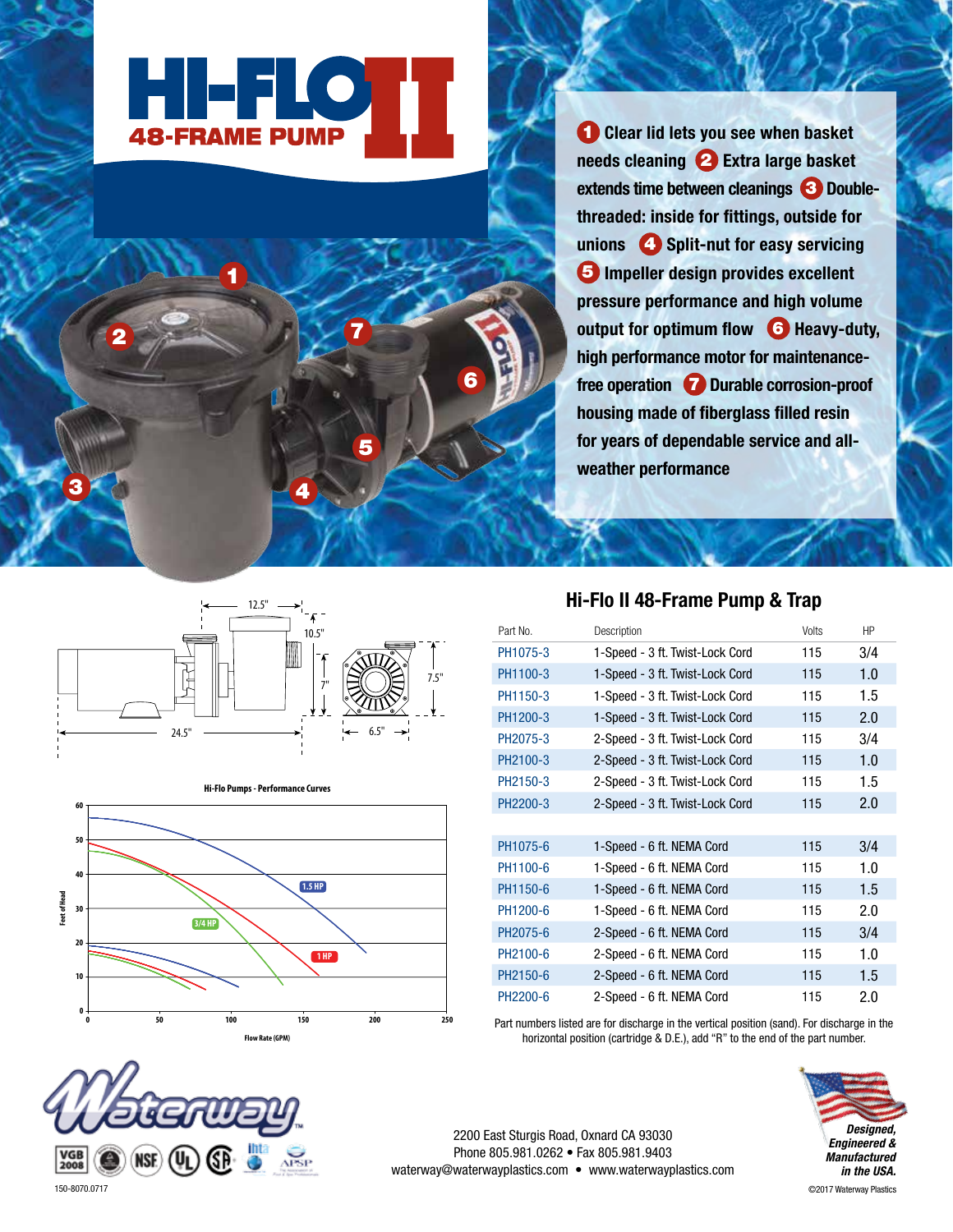# HI-FLO II

## 48-FRAME PUMP

1. Clear lid lets you see when basket needs cleaning
2. Extra large basket extends time between cleanings
3. Double-threaded: inside for fittings, outside for unions
4. Split-nut for easy servicing
5. Impeller design provides excellent pressure performance and high volume output for optimum flow
6. Heavy-duty, high performance motor for maintenance-free operation
7. Durable corrosion-proof housing made of fiberglass filled resin for years of dependable service and all-weather performance

12.5"
10.5"
7"
7.5"
24.5"
6.5"

Hi-Flo Pumps - Performance Curves

Feet of Head
0
10
20
30
40
50
60

Flow Rate (GPM)
0
50
100
150
200
250

1.5 HP
3/4 HP
1 HP

## Hi-Flo II 48-Frame Pump & Trap

| Part No. | Description | Volts | HP |
|---|---|---|---|
| PH1075-3 | 1-Speed - 3 ft. Twist-Lock Cord | 115 | 3/4 |
| PH1100-3 | 1-Speed - 3 ft. Twist-Lock Cord | 115 | 1.0 |
| PH1150-3 | 1-Speed - 3 ft. Twist-Lock Cord | 115 | 1.5 |
| PH1200-3 | 1-Speed - 3 ft. Twist-Lock Cord | 115 | 2.0 |
| PH2075-3 | 2-Speed - 3 ft. Twist-Lock Cord | 115 | 3/4 |
| PH2100-3 | 2-Speed - 3 ft. Twist-Lock Cord | 115 | 1.0 |
| PH2150-3 | 2-Speed - 3 ft. Twist-Lock Cord | 115 | 1.5 |
| PH2200-3 | 2-Speed - 3 ft. Twist-Lock Cord | 115 | 2.0 |
| | | | |
| PH1075-6 | 1-Speed - 6 ft. NEMA Cord | 115 | 3/4 |
| PH1100-6 | 1-Speed - 6 ft. NEMA Cord | 115 | 1.0 |
| PH1150-6 | 1-Speed - 6 ft. NEMA Cord | 115 | 1.5 |
| PH1200-6 | 1-Speed - 6 ft. NEMA Cord | 115 | 2.0 |
| PH2075-6 | 2-Speed - 6 ft. NEMA Cord | 115 | 3/4 |
| PH2100-6 | 2-Speed - 6 ft. NEMA Cord | 115 | 1.0 |
| PH2150-6 | 2-Speed - 6 ft. NEMA Cord | 115 | 1.5 |
| PH2200-6 | 2-Speed - 6 ft. NEMA Cord | 115 | 2.0 |

Part numbers listed are for discharge in the vertical position (sand). For discharge in the horizontal position (cartridge & D.E.), add "R" to the end of the part number.

Waterway™

VGB 2008

2200 East Sturgis Road, Oxnard CA 93030
Phone 805.981.0262 • Fax 805.981.9403
waterway@waterwayplastics.com • www.waterwayplastics.com

*Designed, Engineered & Manufactured in the USA.*

150-8070.0717

©2017 Waterway Plastics